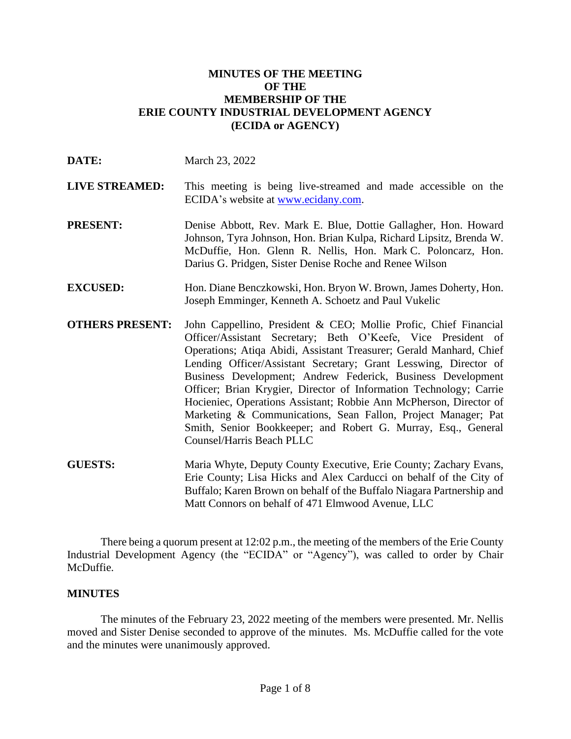# MINUTES OF THE MEETING OF THE MEMBERSHIP OF THE ERIE COUNTY INDUSTRIAL DEVELOPMENT AGENCY (ECIDA or AGENCY)

**DATE:** March 23, 2022

**LIVE STREAMED:** This meeting is being live-streamed and made accessible on the ECIDA's website at www.ecidany.com.

**PRESENT:** Denise Abbott, Rev. Mark E. Blue, Dottie Gallagher, Hon. Howard Johnson, Tyra Johnson, Hon. Brian Kulpa, Richard Lipsitz, Brenda W. McDuffie, Hon. Glenn R. Nellis, Hon. Mark C. Poloncarz, Hon. Darius G. Pridgen, Sister Denise Roche and Renee Wilson

**EXCUSED:** Hon. Diane Benczkowski, Hon. Bryon W. Brown, James Doherty, Hon. Joseph Emminger, Kenneth A. Schoetz and Paul Vukelic

**OTHERS PRESENT:** John Cappellino, President & CEO; Mollie Profic, Chief Financial Officer/Assistant Secretary; Beth O'Keefe, Vice President of Operations; Atiqa Abidi, Assistant Treasurer; Gerald Manhard, Chief Lending Officer/Assistant Secretary; Grant Lesswing, Director of Business Development; Andrew Federick, Business Development Officer; Brian Krygier, Director of Information Technology; Carrie Hocieniec, Operations Assistant; Robbie Ann McPherson, Director of Marketing & Communications, Sean Fallon, Project Manager; Pat Smith, Senior Bookkeeper; and Robert G. Murray, Esq., General Counsel/Harris Beach PLLC

**GUESTS:** Maria Whyte, Deputy County Executive, Erie County; Zachary Evans, Erie County; Lisa Hicks and Alex Carducci on behalf of the City of Buffalo; Karen Brown on behalf of the Buffalo Niagara Partnership and Matt Connors on behalf of 471 Elmwood Avenue, LLC

There being a quorum present at 12:02 p.m., the meeting of the members of the Erie County Industrial Development Agency (the "ECIDA" or "Agency"), was called to order by Chair McDuffie.

## MINUTES

The minutes of the February 23, 2022 meeting of the members were presented. Mr. Nellis moved and Sister Denise seconded to approve of the minutes. Ms. McDuffie called for the vote and the minutes were unanimously approved.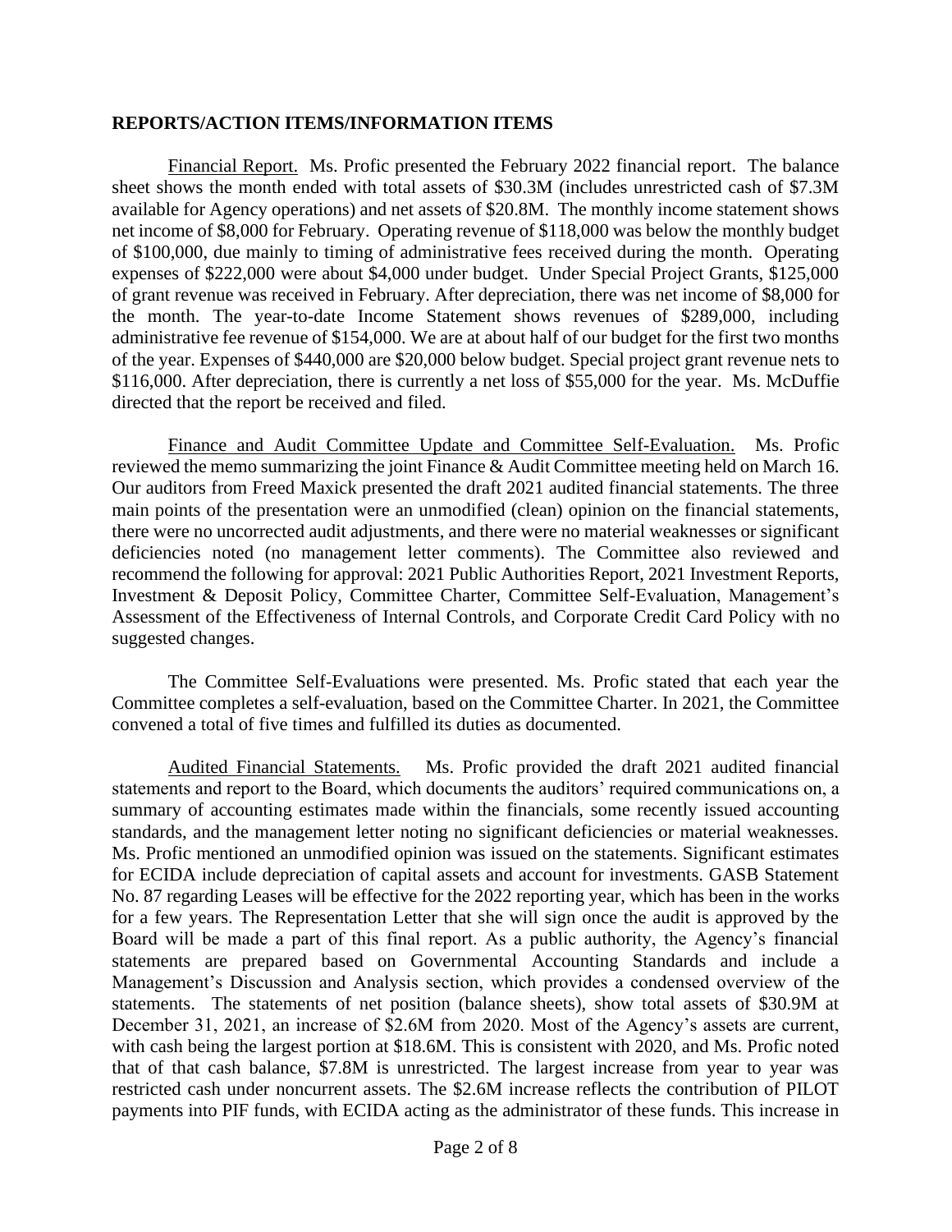**REPORTS/ACTION ITEMS/INFORMATION ITEMS**

Financial Report. Ms. Profic presented the February 2022 financial report. The balance sheet shows the month ended with total assets of $30.3M (includes unrestricted cash of $7.3M available for Agency operations) and net assets of $20.8M. The monthly income statement shows net income of $8,000 for February. Operating revenue of $118,000 was below the monthly budget of $100,000, due mainly to timing of administrative fees received during the month. Operating expenses of $222,000 were about $4,000 under budget. Under Special Project Grants, $125,000 of grant revenue was received in February. After depreciation, there was net income of $8,000 for the month. The year-to-date Income Statement shows revenues of $289,000, including administrative fee revenue of $154,000. We are at about half of our budget for the first two months of the year. Expenses of $440,000 are $20,000 below budget. Special project grant revenue nets to $116,000. After depreciation, there is currently a net loss of $55,000 for the year. Ms. McDuffie directed that the report be received and filed.

Finance and Audit Committee Update and Committee Self-Evaluation. Ms. Profic reviewed the memo summarizing the joint Finance & Audit Committee meeting held on March 16. Our auditors from Freed Maxick presented the draft 2021 audited financial statements. The three main points of the presentation were an unmodified (clean) opinion on the financial statements, there were no uncorrected audit adjustments, and there were no material weaknesses or significant deficiencies noted (no management letter comments). The Committee also reviewed and recommend the following for approval: 2021 Public Authorities Report, 2021 Investment Reports, Investment & Deposit Policy, Committee Charter, Committee Self-Evaluation, Management's Assessment of the Effectiveness of Internal Controls, and Corporate Credit Card Policy with no suggested changes.

The Committee Self-Evaluations were presented. Ms. Profic stated that each year the Committee completes a self-evaluation, based on the Committee Charter. In 2021, the Committee convened a total of five times and fulfilled its duties as documented.

Audited Financial Statements. Ms. Profic provided the draft 2021 audited financial statements and report to the Board, which documents the auditors' required communications on, a summary of accounting estimates made within the financials, some recently issued accounting standards, and the management letter noting no significant deficiencies or material weaknesses. Ms. Profic mentioned an unmodified opinion was issued on the statements. Significant estimates for ECIDA include depreciation of capital assets and account for investments. GASB Statement No. 87 regarding Leases will be effective for the 2022 reporting year, which has been in the works for a few years. The Representation Letter that she will sign once the audit is approved by the Board will be made a part of this final report. As a public authority, the Agency's financial statements are prepared based on Governmental Accounting Standards and include a Management's Discussion and Analysis section, which provides a condensed overview of the statements. The statements of net position (balance sheets), show total assets of $30.9M at December 31, 2021, an increase of $2.6M from 2020. Most of the Agency's assets are current, with cash being the largest portion at $18.6M. This is consistent with 2020, and Ms. Profic noted that of that cash balance, $7.8M is unrestricted. The largest increase from year to year was restricted cash under noncurrent assets. The $2.6M increase reflects the contribution of PILOT payments into PIF funds, with ECIDA acting as the administrator of these funds. This increase in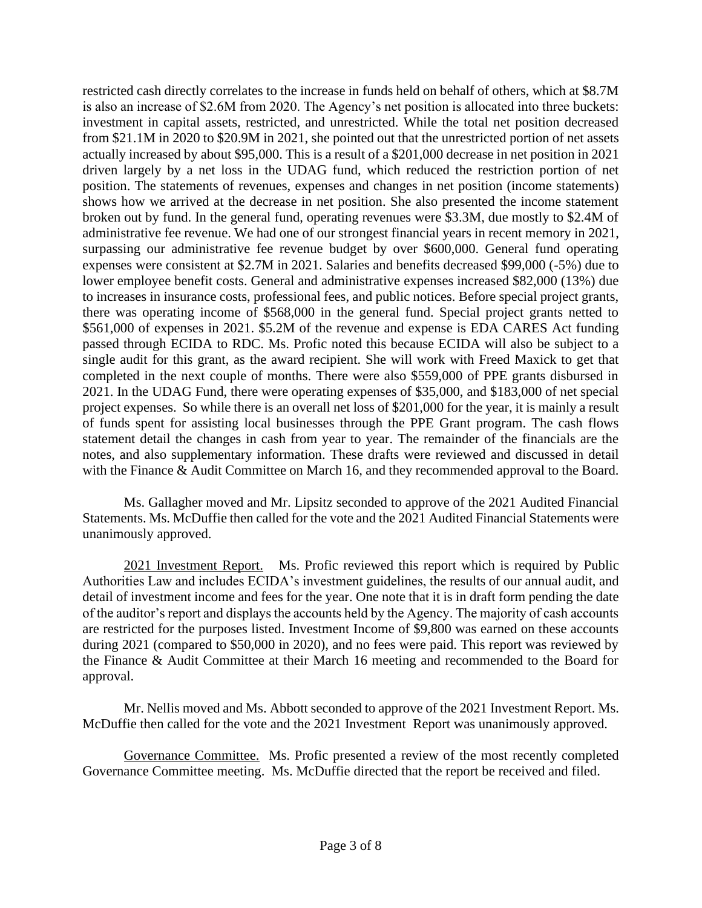restricted cash directly correlates to the increase in funds held on behalf of others, which at $8.7M is also an increase of $2.6M from 2020. The Agency's net position is allocated into three buckets: investment in capital assets, restricted, and unrestricted. While the total net position decreased from $21.1M in 2020 to $20.9M in 2021, she pointed out that the unrestricted portion of net assets actually increased by about $95,000. This is a result of a $201,000 decrease in net position in 2021 driven largely by a net loss in the UDAG fund, which reduced the restriction portion of net position. The statements of revenues, expenses and changes in net position (income statements) shows how we arrived at the decrease in net position. She also presented the income statement broken out by fund. In the general fund, operating revenues were $3.3M, due mostly to $2.4M of administrative fee revenue. We had one of our strongest financial years in recent memory in 2021, surpassing our administrative fee revenue budget by over $600,000. General fund operating expenses were consistent at $2.7M in 2021. Salaries and benefits decreased $99,000 (-5%) due to lower employee benefit costs. General and administrative expenses increased $82,000 (13%) due to increases in insurance costs, professional fees, and public notices. Before special project grants, there was operating income of $568,000 in the general fund. Special project grants netted to $561,000 of expenses in 2021. $5.2M of the revenue and expense is EDA CARES Act funding passed through ECIDA to RDC. Ms. Profic noted this because ECIDA will also be subject to a single audit for this grant, as the award recipient. She will work with Freed Maxick to get that completed in the next couple of months. There were also $559,000 of PPE grants disbursed in 2021. In the UDAG Fund, there were operating expenses of $35,000, and $183,000 of net special project expenses. So while there is an overall net loss of $201,000 for the year, it is mainly a result of funds spent for assisting local businesses through the PPE Grant program. The cash flows statement detail the changes in cash from year to year. The remainder of the financials are the notes, and also supplementary information. These drafts were reviewed and discussed in detail with the Finance & Audit Committee on March 16, and they recommended approval to the Board.

Ms. Gallagher moved and Mr. Lipsitz seconded to approve of the 2021 Audited Financial Statements. Ms. McDuffie then called for the vote and the 2021 Audited Financial Statements were unanimously approved.

2021 Investment Report. Ms. Profic reviewed this report which is required by Public Authorities Law and includes ECIDA's investment guidelines, the results of our annual audit, and detail of investment income and fees for the year. One note that it is in draft form pending the date of the auditor's report and displays the accounts held by the Agency. The majority of cash accounts are restricted for the purposes listed. Investment Income of $9,800 was earned on these accounts during 2021 (compared to $50,000 in 2020), and no fees were paid. This report was reviewed by the Finance & Audit Committee at their March 16 meeting and recommended to the Board for approval.

Mr. Nellis moved and Ms. Abbott seconded to approve of the 2021 Investment Report. Ms. McDuffie then called for the vote and the 2021 Investment Report was unanimously approved.

Governance Committee. Ms. Profic presented a review of the most recently completed Governance Committee meeting. Ms. McDuffie directed that the report be received and filed.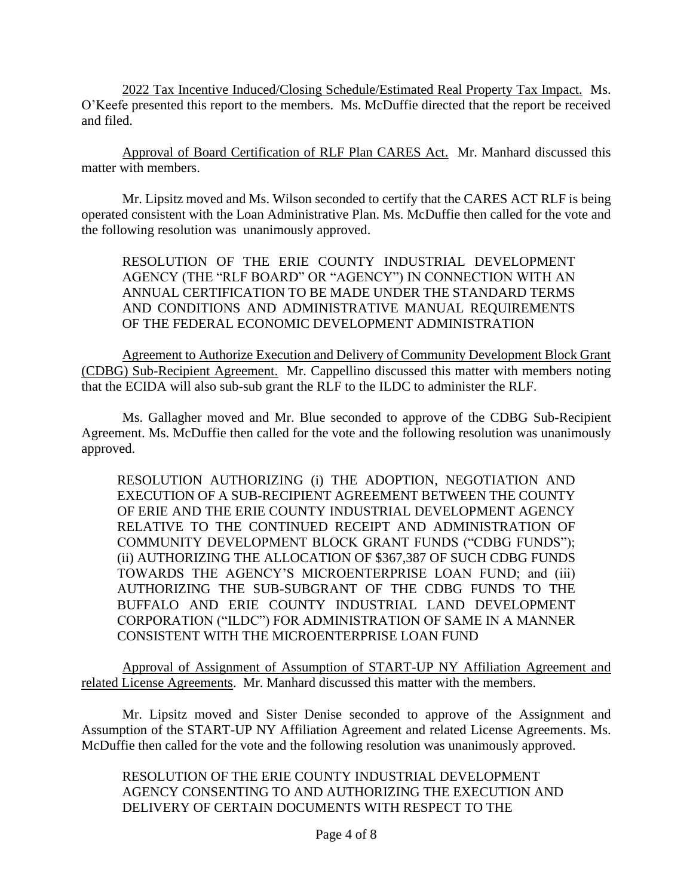2022 Tax Incentive Induced/Closing Schedule/Estimated Real Property Tax Impact. Ms. O'Keefe presented this report to the members. Ms. McDuffie directed that the report be received and filed.

Approval of Board Certification of RLF Plan CARES Act. Mr. Manhard discussed this matter with members.

Mr. Lipsitz moved and Ms. Wilson seconded to certify that the CARES ACT RLF is being operated consistent with the Loan Administrative Plan. Ms. McDuffie then called for the vote and the following resolution was unanimously approved.

> RESOLUTION OF THE ERIE COUNTY INDUSTRIAL DEVELOPMENT AGENCY (THE "RLF BOARD" OR "AGENCY") IN CONNECTION WITH AN ANNUAL CERTIFICATION TO BE MADE UNDER THE STANDARD TERMS AND CONDITIONS AND ADMINISTRATIVE MANUAL REQUIREMENTS OF THE FEDERAL ECONOMIC DEVELOPMENT ADMINISTRATION

Agreement to Authorize Execution and Delivery of Community Development Block Grant (CDBG) Sub-Recipient Agreement. Mr. Cappellino discussed this matter with members noting that the ECIDA will also sub-sub grant the RLF to the ILDC to administer the RLF.

Ms. Gallagher moved and Mr. Blue seconded to approve of the CDBG Sub-Recipient Agreement. Ms. McDuffie then called for the vote and the following resolution was unanimously approved.

> RESOLUTION AUTHORIZING (i) THE ADOPTION, NEGOTIATION AND EXECUTION OF A SUB-RECIPIENT AGREEMENT BETWEEN THE COUNTY OF ERIE AND THE ERIE COUNTY INDUSTRIAL DEVELOPMENT AGENCY RELATIVE TO THE CONTINUED RECEIPT AND ADMINISTRATION OF COMMUNITY DEVELOPMENT BLOCK GRANT FUNDS ("CDBG FUNDS"); (ii) AUTHORIZING THE ALLOCATION OF $367,387 OF SUCH CDBG FUNDS TOWARDS THE AGENCY'S MICROENTERPRISE LOAN FUND; and (iii) AUTHORIZING THE SUB-SUBGRANT OF THE CDBG FUNDS TO THE BUFFALO AND ERIE COUNTY INDUSTRIAL LAND DEVELOPMENT CORPORATION ("ILDC") FOR ADMINISTRATION OF SAME IN A MANNER CONSISTENT WITH THE MICROENTERPRISE LOAN FUND

Approval of Assignment of Assumption of START-UP NY Affiliation Agreement and related License Agreements. Mr. Manhard discussed this matter with the members.

Mr. Lipsitz moved and Sister Denise seconded to approve of the Assignment and Assumption of the START-UP NY Affiliation Agreement and related License Agreements. Ms. McDuffie then called for the vote and the following resolution was unanimously approved.

> RESOLUTION OF THE ERIE COUNTY INDUSTRIAL DEVELOPMENT AGENCY CONSENTING TO AND AUTHORIZING THE EXECUTION AND DELIVERY OF CERTAIN DOCUMENTS WITH RESPECT TO THE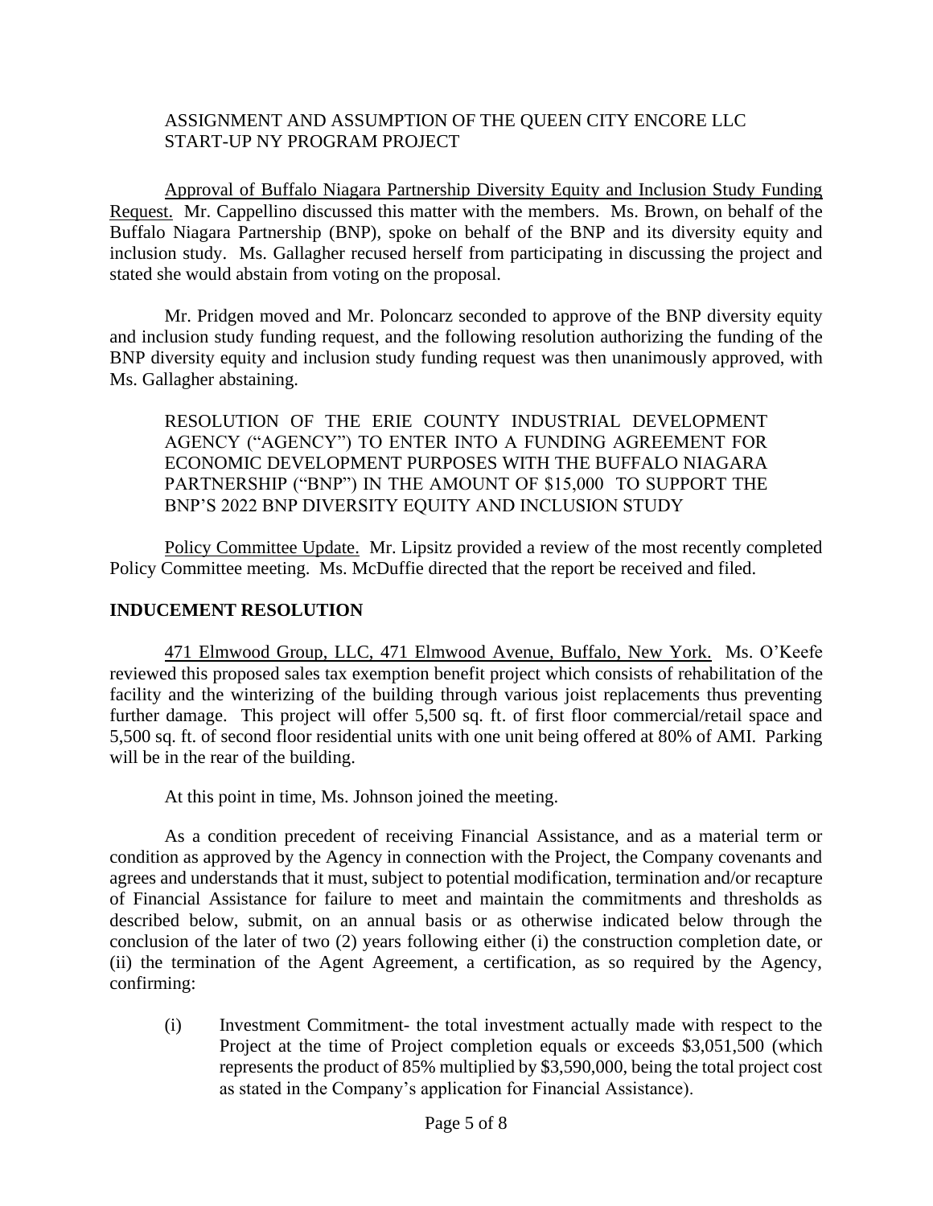ASSIGNMENT AND ASSUMPTION OF THE QUEEN CITY ENCORE LLC START-UP NY PROGRAM PROJECT

Approval of Buffalo Niagara Partnership Diversity Equity and Inclusion Study Funding Request. Mr. Cappellino discussed this matter with the members. Ms. Brown, on behalf of the Buffalo Niagara Partnership (BNP), spoke on behalf of the BNP and its diversity equity and inclusion study. Ms. Gallagher recused herself from participating in discussing the project and stated she would abstain from voting on the proposal.

Mr. Pridgen moved and Mr. Poloncarz seconded to approve of the BNP diversity equity and inclusion study funding request, and the following resolution authorizing the funding of the BNP diversity equity and inclusion study funding request was then unanimously approved, with Ms. Gallagher abstaining.

RESOLUTION OF THE ERIE COUNTY INDUSTRIAL DEVELOPMENT AGENCY ("AGENCY") TO ENTER INTO A FUNDING AGREEMENT FOR ECONOMIC DEVELOPMENT PURPOSES WITH THE BUFFALO NIAGARA PARTNERSHIP ("BNP") IN THE AMOUNT OF $15,000 TO SUPPORT THE BNP'S 2022 BNP DIVERSITY EQUITY AND INCLUSION STUDY

Policy Committee Update. Mr. Lipsitz provided a review of the most recently completed Policy Committee meeting. Ms. McDuffie directed that the report be received and filed.

## INDUCEMENT RESOLUTION

471 Elmwood Group, LLC, 471 Elmwood Avenue, Buffalo, New York. Ms. O'Keefe reviewed this proposed sales tax exemption benefit project which consists of rehabilitation of the facility and the winterizing of the building through various joist replacements thus preventing further damage. This project will offer 5,500 sq. ft. of first floor commercial/retail space and 5,500 sq. ft. of second floor residential units with one unit being offered at 80% of AMI. Parking will be in the rear of the building.

At this point in time, Ms. Johnson joined the meeting.

As a condition precedent of receiving Financial Assistance, and as a material term or condition as approved by the Agency in connection with the Project, the Company covenants and agrees and understands that it must, subject to potential modification, termination and/or recapture of Financial Assistance for failure to meet and maintain the commitments and thresholds as described below, submit, on an annual basis or as otherwise indicated below through the conclusion of the later of two (2) years following either (i) the construction completion date, or (ii) the termination of the Agent Agreement, a certification, as so required by the Agency, confirming:

(i) Investment Commitment- the total investment actually made with respect to the Project at the time of Project completion equals or exceeds $3,051,500 (which represents the product of 85% multiplied by $3,590,000, being the total project cost as stated in the Company's application for Financial Assistance).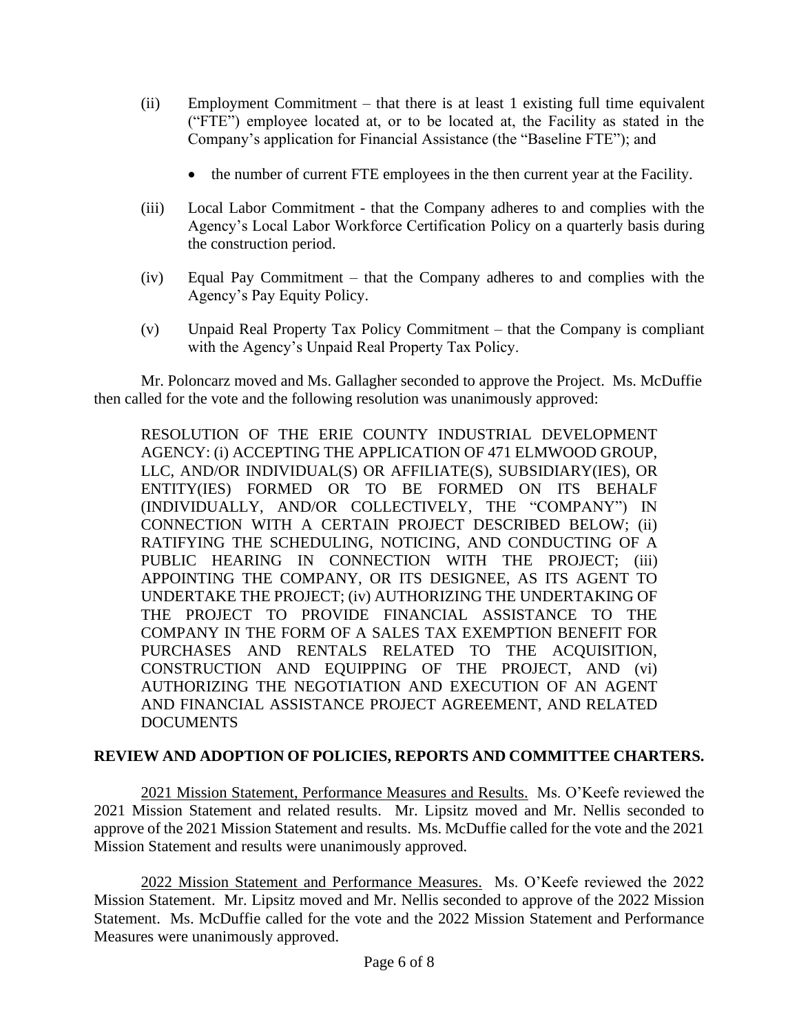(ii) Employment Commitment – that there is at least 1 existing full time equivalent ("FTE") employee located at, or to be located at, the Facility as stated in the Company's application for Financial Assistance (the "Baseline FTE"); and

- the number of current FTE employees in the then current year at the Facility.

(iii) Local Labor Commitment - that the Company adheres to and complies with the Agency's Local Labor Workforce Certification Policy on a quarterly basis during the construction period.

(iv) Equal Pay Commitment – that the Company adheres to and complies with the Agency's Pay Equity Policy.

(v) Unpaid Real Property Tax Policy Commitment – that the Company is compliant with the Agency's Unpaid Real Property Tax Policy.

Mr. Poloncarz moved and Ms. Gallagher seconded to approve the Project. Ms. McDuffie then called for the vote and the following resolution was unanimously approved:

> RESOLUTION OF THE ERIE COUNTY INDUSTRIAL DEVELOPMENT AGENCY: (i) ACCEPTING THE APPLICATION OF 471 ELMWOOD GROUP, LLC, AND/OR INDIVIDUAL(S) OR AFFILIATE(S), SUBSIDIARY(IES), OR ENTITY(IES) FORMED OR TO BE FORMED ON ITS BEHALF (INDIVIDUALLY, AND/OR COLLECTIVELY, THE "COMPANY") IN CONNECTION WITH A CERTAIN PROJECT DESCRIBED BELOW; (ii) RATIFYING THE SCHEDULING, NOTICING, AND CONDUCTING OF A PUBLIC HEARING IN CONNECTION WITH THE PROJECT; (iii) APPOINTING THE COMPANY, OR ITS DESIGNEE, AS ITS AGENT TO UNDERTAKE THE PROJECT; (iv) AUTHORIZING THE UNDERTAKING OF THE PROJECT TO PROVIDE FINANCIAL ASSISTANCE TO THE COMPANY IN THE FORM OF A SALES TAX EXEMPTION BENEFIT FOR PURCHASES AND RENTALS RELATED TO THE ACQUISITION, CONSTRUCTION AND EQUIPPING OF THE PROJECT, AND (vi) AUTHORIZING THE NEGOTIATION AND EXECUTION OF AN AGENT AND FINANCIAL ASSISTANCE PROJECT AGREEMENT, AND RELATED DOCUMENTS

**REVIEW AND ADOPTION OF POLICIES, REPORTS AND COMMITTEE CHARTERS.**

2021 Mission Statement, Performance Measures and Results. Ms. O'Keefe reviewed the 2021 Mission Statement and related results. Mr. Lipsitz moved and Mr. Nellis seconded to approve of the 2021 Mission Statement and results. Ms. McDuffie called for the vote and the 2021 Mission Statement and results were unanimously approved.

2022 Mission Statement and Performance Measures. Ms. O'Keefe reviewed the 2022 Mission Statement. Mr. Lipsitz moved and Mr. Nellis seconded to approve of the 2022 Mission Statement. Ms. McDuffie called for the vote and the 2022 Mission Statement and Performance Measures were unanimously approved.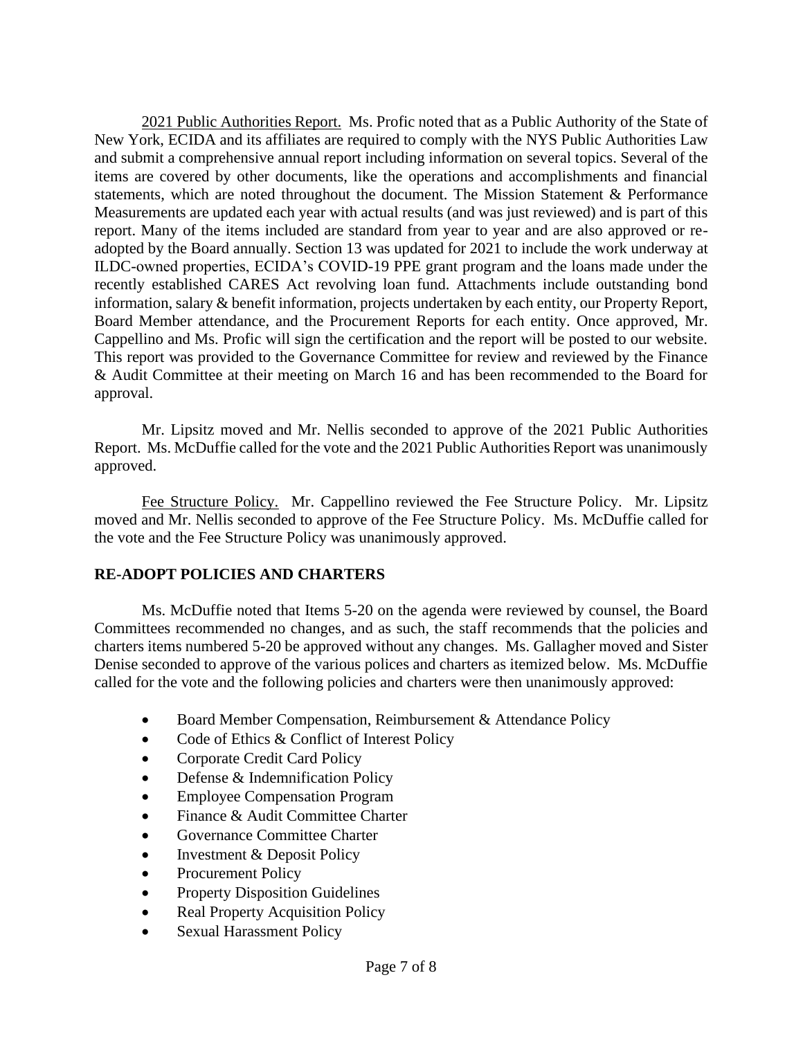2021 Public Authorities Report. Ms. Profic noted that as a Public Authority of the State of New York, ECIDA and its affiliates are required to comply with the NYS Public Authorities Law and submit a comprehensive annual report including information on several topics. Several of the items are covered by other documents, like the operations and accomplishments and financial statements, which are noted throughout the document. The Mission Statement & Performance Measurements are updated each year with actual results (and was just reviewed) and is part of this report. Many of the items included are standard from year to year and are also approved or re-adopted by the Board annually. Section 13 was updated for 2021 to include the work underway at ILDC-owned properties, ECIDA's COVID-19 PPE grant program and the loans made under the recently established CARES Act revolving loan fund. Attachments include outstanding bond information, salary & benefit information, projects undertaken by each entity, our Property Report, Board Member attendance, and the Procurement Reports for each entity. Once approved, Mr. Cappellino and Ms. Profic will sign the certification and the report will be posted to our website. This report was provided to the Governance Committee for review and reviewed by the Finance & Audit Committee at their meeting on March 16 and has been recommended to the Board for approval.

Mr. Lipsitz moved and Mr. Nellis seconded to approve of the 2021 Public Authorities Report. Ms. McDuffie called for the vote and the 2021 Public Authorities Report was unanimously approved.

Fee Structure Policy. Mr. Cappellino reviewed the Fee Structure Policy. Mr. Lipsitz moved and Mr. Nellis seconded to approve of the Fee Structure Policy. Ms. McDuffie called for the vote and the Fee Structure Policy was unanimously approved.

## RE-ADOPT POLICIES AND CHARTERS

Ms. McDuffie noted that Items 5-20 on the agenda were reviewed by counsel, the Board Committees recommended no changes, and as such, the staff recommends that the policies and charters items numbered 5-20 be approved without any changes. Ms. Gallagher moved and Sister Denise seconded to approve of the various polices and charters as itemized below. Ms. McDuffie called for the vote and the following policies and charters were then unanimously approved:

- Board Member Compensation, Reimbursement & Attendance Policy
- Code of Ethics & Conflict of Interest Policy
- Corporate Credit Card Policy
- Defense & Indemnification Policy
- Employee Compensation Program
- Finance & Audit Committee Charter
- Governance Committee Charter
- Investment & Deposit Policy
- Procurement Policy
- Property Disposition Guidelines
- Real Property Acquisition Policy
- Sexual Harassment Policy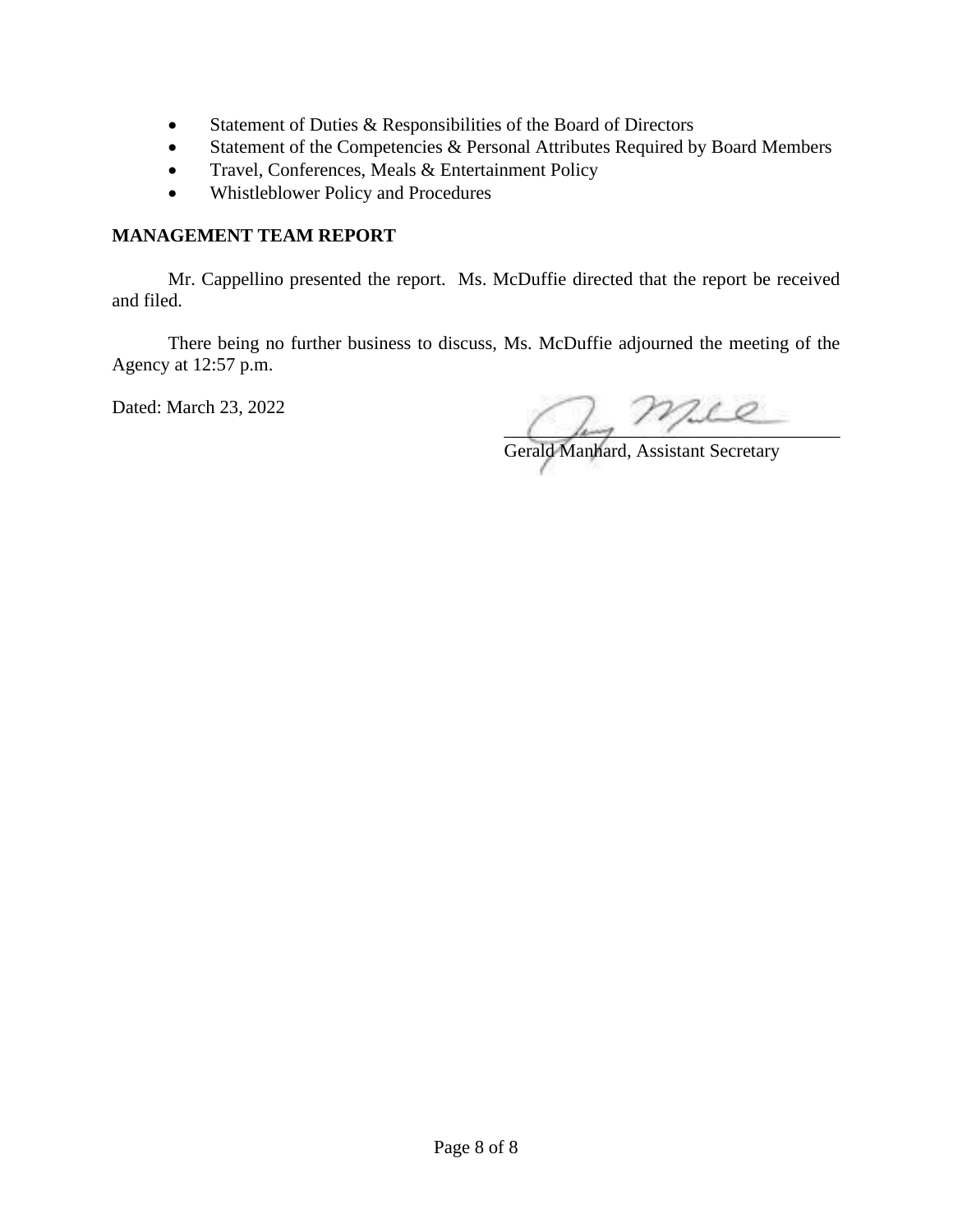- Statement of Duties & Responsibilities of the Board of Directors
- Statement of the Competencies & Personal Attributes Required by Board Members
- Travel, Conferences, Meals & Entertainment Policy
- Whistleblower Policy and Procedures

**MANAGEMENT TEAM REPORT**

Mr. Cappellino presented the report. Ms. McDuffie directed that the report be received and filed.

There being no further business to discuss, Ms. McDuffie adjourned the meeting of the Agency at 12:57 p.m.

Dated: March 23, 2022

\_\_\_\_\_\_\_\_\_\_\_\_\_\_\_\_\_\_\_\_\_\_\_\_\_\_\_\_\_\_\_\_\_\_\_\_\_\_
Gerald Manhard, Assistant Secretary